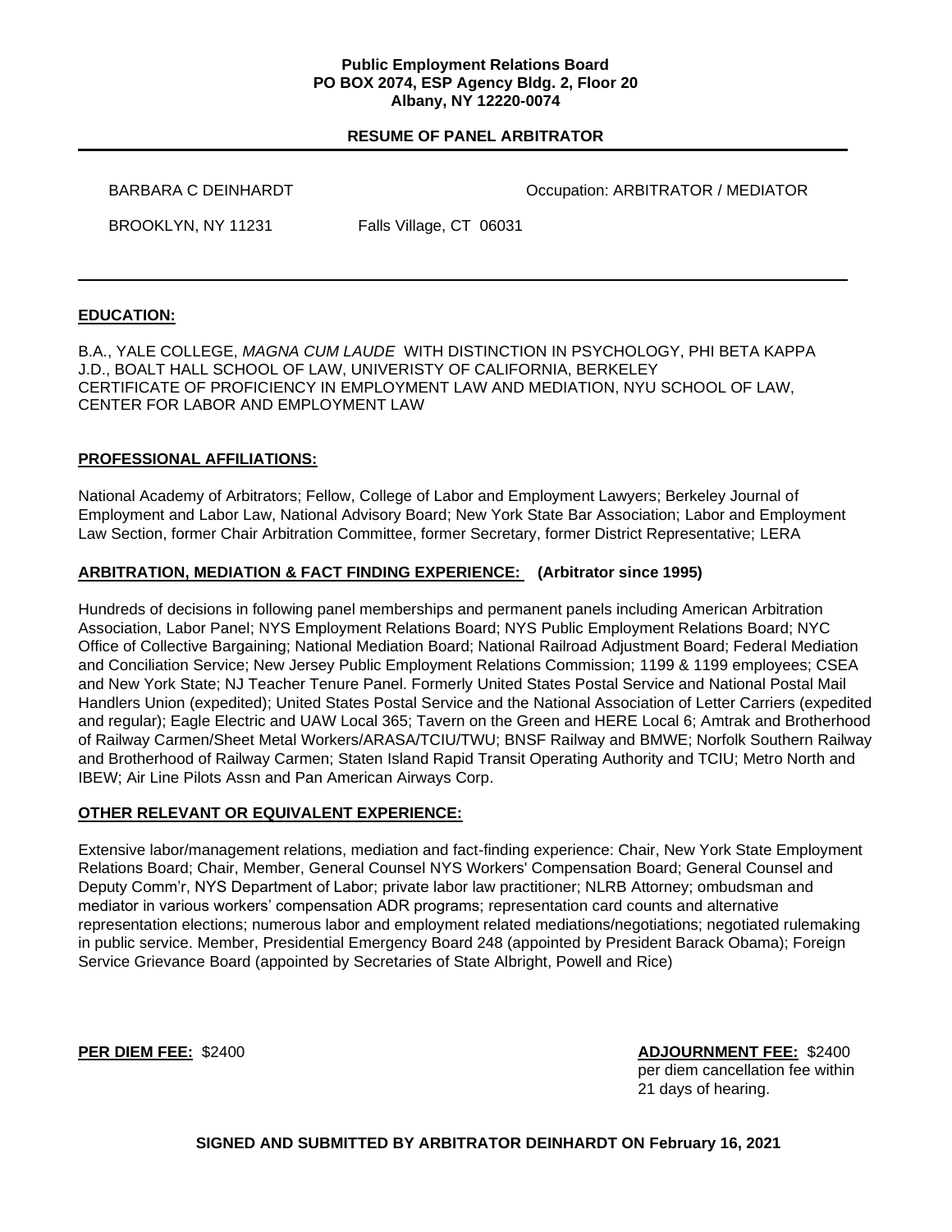**Public Employment Relations Board**
**PO BOX 2074, ESP Agency Bldg. 2, Floor 20**
**Albany, NY 12220-0074**

## RESUME OF PANEL ARBITRATOR

---

BARBARA C DEINHARDT Occupation: ARBITRATOR / MEDIATOR

BROOKLYN, NY 11231 Falls Village, CT 06031

---

### EDUCATION:

B.A., YALE COLLEGE, *MAGNA CUM LAUDE* WITH DISTINCTION IN PSYCHOLOGY, PHI BETA KAPPA
J.D., BOALT HALL SCHOOL OF LAW, UNIVERISTY OF CALIFORNIA, BERKELEY
CERTIFICATE OF PROFICIENCY IN EMPLOYMENT LAW AND MEDIATION, NYU SCHOOL OF LAW, CENTER FOR LABOR AND EMPLOYMENT LAW

### PROFESSIONAL AFFILIATIONS:

National Academy of Arbitrators; Fellow, College of Labor and Employment Lawyers; Berkeley Journal of Employment and Labor Law, National Advisory Board; New York State Bar Association; Labor and Employment Law Section, former Chair Arbitration Committee, former Secretary, former District Representative; LERA

### ARBITRATION, MEDIATION & FACT FINDING EXPERIENCE: (Arbitrator since 1995)

Hundreds of decisions in following panel memberships and permanent panels including American Arbitration Association, Labor Panel; NYS Employment Relations Board; NYS Public Employment Relations Board; NYC Office of Collective Bargaining; National Mediation Board; National Railroad Adjustment Board; Federal Mediation and Conciliation Service; New Jersey Public Employment Relations Commission; 1199 & 1199 employees; CSEA and New York State; NJ Teacher Tenure Panel. Formerly United States Postal Service and National Postal Mail Handlers Union (expedited); United States Postal Service and the National Association of Letter Carriers (expedited and regular); Eagle Electric and UAW Local 365; Tavern on the Green and HERE Local 6; Amtrak and Brotherhood of Railway Carmen/Sheet Metal Workers/ARASA/TCIU/TWU; BNSF Railway and BMWE; Norfolk Southern Railway and Brotherhood of Railway Carmen; Staten Island Rapid Transit Operating Authority and TCIU; Metro North and IBEW; Air Line Pilots Assn and Pan American Airways Corp.

### OTHER RELEVANT OR EQUIVALENT EXPERIENCE:

Extensive labor/management relations, mediation and fact-finding experience: Chair, New York State Employment Relations Board; Chair, Member, General Counsel NYS Workers' Compensation Board; General Counsel and Deputy Comm'r, NYS Department of Labor; private labor law practitioner; NLRB Attorney; ombudsman and mediator in various workers' compensation ADR programs; representation card counts and alternative representation elections; numerous labor and employment related mediations/negotiations; negotiated rulemaking in public service. Member, Presidential Emergency Board 248 (appointed by President Barack Obama); Foreign Service Grievance Board (appointed by Secretaries of State Albright, Powell and Rice)

**PER DIEM FEE:** $2400

**ADJOURNMENT FEE:** $2400 per diem cancellation fee within 21 days of hearing.

**SIGNED AND SUBMITTED BY ARBITRATOR DEINHARDT ON February 16, 2021**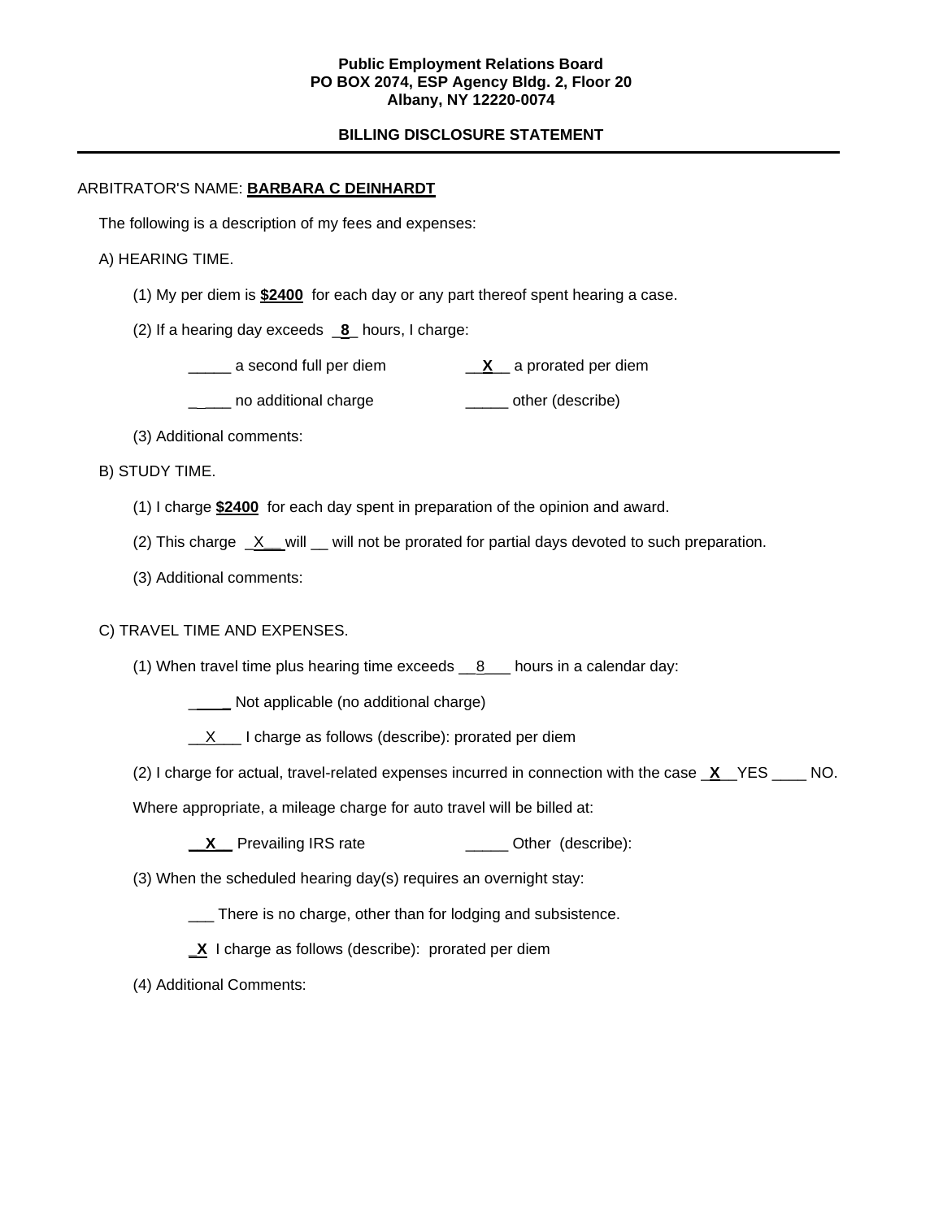**Public Employment Relations Board**
**PO BOX 2074, ESP Agency Bldg. 2, Floor 20**
**Albany, NY 12220-0074**

**BILLING DISCLOSURE STATEMENT**

---

ARBITRATOR'S NAME: **BARBARA C DEINHARDT**

The following is a description of my fees and expenses:

A) HEARING TIME.

(1) My per diem is **$2400** for each day or any part thereof spent hearing a case.

(2) If a hearing day exceeds _**8**_ hours, I charge:

_____ a second full per diem __**X**__ a prorated per diem

_____ no additional charge _____ other (describe)

(3) Additional comments:

B) STUDY TIME.

(1) I charge **$2400** for each day spent in preparation of the opinion and award.

(2) This charge _X__ will __ will not be prorated for partial days devoted to such preparation.

(3) Additional comments:

C) TRAVEL TIME AND EXPENSES.

(1) When travel time plus hearing time exceeds __8___ hours in a calendar day:

_____ Not applicable (no additional charge)

__X___ I charge as follows (describe): prorated per diem

(2) I charge for actual, travel-related expenses incurred in connection with the case _**X**__YES ____ NO.

Where appropriate, a mileage charge for auto travel will be billed at:

__**X**__ Prevailing IRS rate _____ Other (describe):

(3) When the scheduled hearing day(s) requires an overnight stay:

___ There is no charge, other than for lodging and subsistence.

_**X** I charge as follows (describe): prorated per diem

(4) Additional Comments: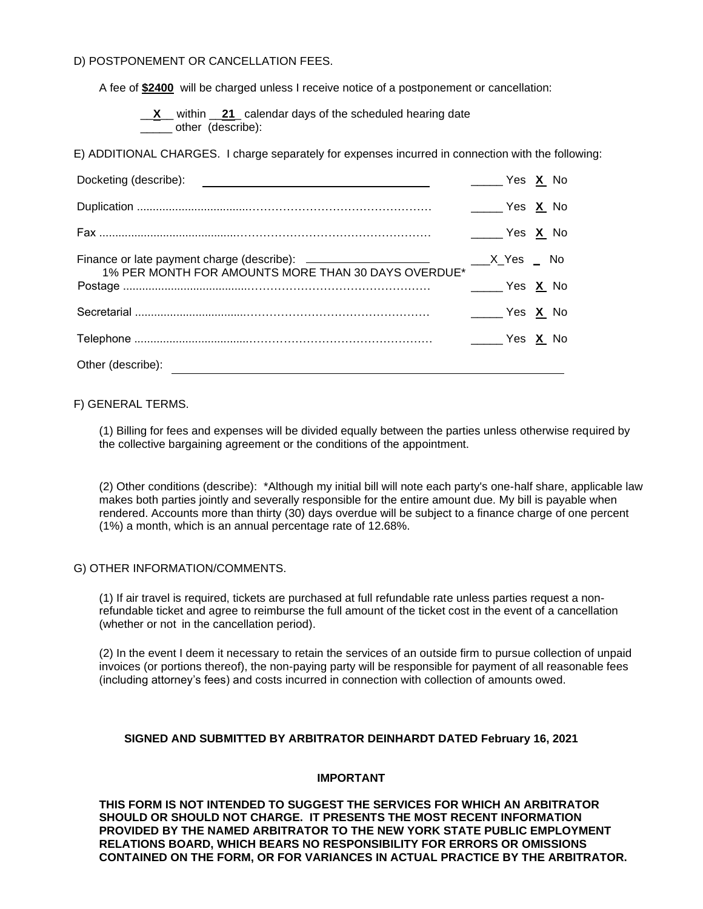D) POSTPONEMENT OR CANCELLATION FEES.

A fee of **$2400** will be charged unless I receive notice of a postponement or cancellation:

__**X**__ within __**21**_ calendar days of the scheduled hearing date
_____ other (describe):

E) ADDITIONAL CHARGES. I charge separately for expenses incurred in connection with the following:

| | |
|---|---|
| Docketing (describe): ______________________________ | _____ Yes **X** No |
| Duplication ................................................................ | _____ Yes **X** No |
| Fax ........................................................................... | _____ Yes **X** No |
| Finance or late payment charge (describe): ____________________ 1% PER MONTH FOR AMOUNTS MORE THAN 30 DAYS OVERDUE* | ___X_Yes _ No |
| Postage ...................................................................... | _____ Yes **X** No |
| Secretarial .................................................................. | _____ Yes **X** No |
| Telephone ................................................................... | _____ Yes **X** No |
| Other (describe): ______________________________________________ | |

F) GENERAL TERMS.

(1) Billing for fees and expenses will be divided equally between the parties unless otherwise required by the collective bargaining agreement or the conditions of the appointment.

(2) Other conditions (describe): *Although my initial bill will note each party's one-half share, applicable law makes both parties jointly and severally responsible for the entire amount due. My bill is payable when rendered. Accounts more than thirty (30) days overdue will be subject to a finance charge of one percent (1%) a month, which is an annual percentage rate of 12.68%.

G) OTHER INFORMATION/COMMENTS.

(1) If air travel is required, tickets are purchased at full refundable rate unless parties request a non-refundable ticket and agree to reimburse the full amount of the ticket cost in the event of a cancellation (whether or not in the cancellation period).

(2) In the event I deem it necessary to retain the services of an outside firm to pursue collection of unpaid invoices (or portions thereof), the non-paying party will be responsible for payment of all reasonable fees (including attorney's fees) and costs incurred in connection with collection of amounts owed.

**SIGNED AND SUBMITTED BY ARBITRATOR DEINHARDT DATED February 16, 2021**

**IMPORTANT**

**THIS FORM IS NOT INTENDED TO SUGGEST THE SERVICES FOR WHICH AN ARBITRATOR SHOULD OR SHOULD NOT CHARGE. IT PRESENTS THE MOST RECENT INFORMATION PROVIDED BY THE NAMED ARBITRATOR TO THE NEW YORK STATE PUBLIC EMPLOYMENT RELATIONS BOARD, WHICH BEARS NO RESPONSIBILITY FOR ERRORS OR OMISSIONS CONTAINED ON THE FORM, OR FOR VARIANCES IN ACTUAL PRACTICE BY THE ARBITRATOR.**